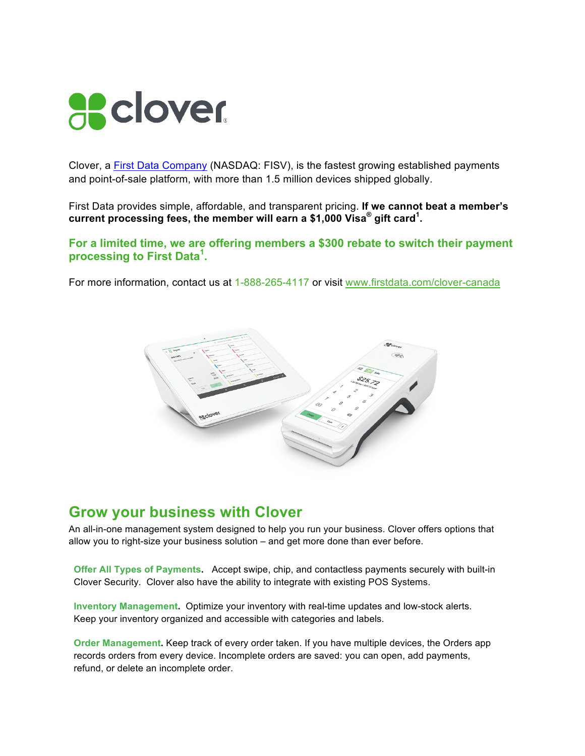# clover

Clover, a [First Data Company](#) (NASDAQ: FISV), is the fastest growing established payments and point-of-sale platform, with more than 1.5 million devices shipped globally.

First Data provides simple, affordable, and transparent pricing. **If we cannot beat a member's current processing fees, the member will earn a $1,000 Visa® gift card[1].**

**For a limited time, we are offering members a $300 rebate to switch their payment processing to First Data[1].**

For more information, contact us at 1-888-265-4117 or visit www.firstdata.com/clover-canada

## Grow your business with Clover

An all-in-one management system designed to help you run your business. Clover offers options that allow you to right-size your business solution – and get more done than ever before.

**Offer All Types of Payments.** Accept swipe, chip, and contactless payments securely with built-in Clover Security. Clover also have the ability to integrate with existing POS Systems.

**Inventory Management.** Optimize your inventory with real-time updates and low-stock alerts. Keep your inventory organized and accessible with categories and labels.

**Order Management.** Keep track of every order taken. If you have multiple devices, the Orders app records orders from every device. Incomplete orders are saved: you can open, add payments, refund, or delete an incomplete order.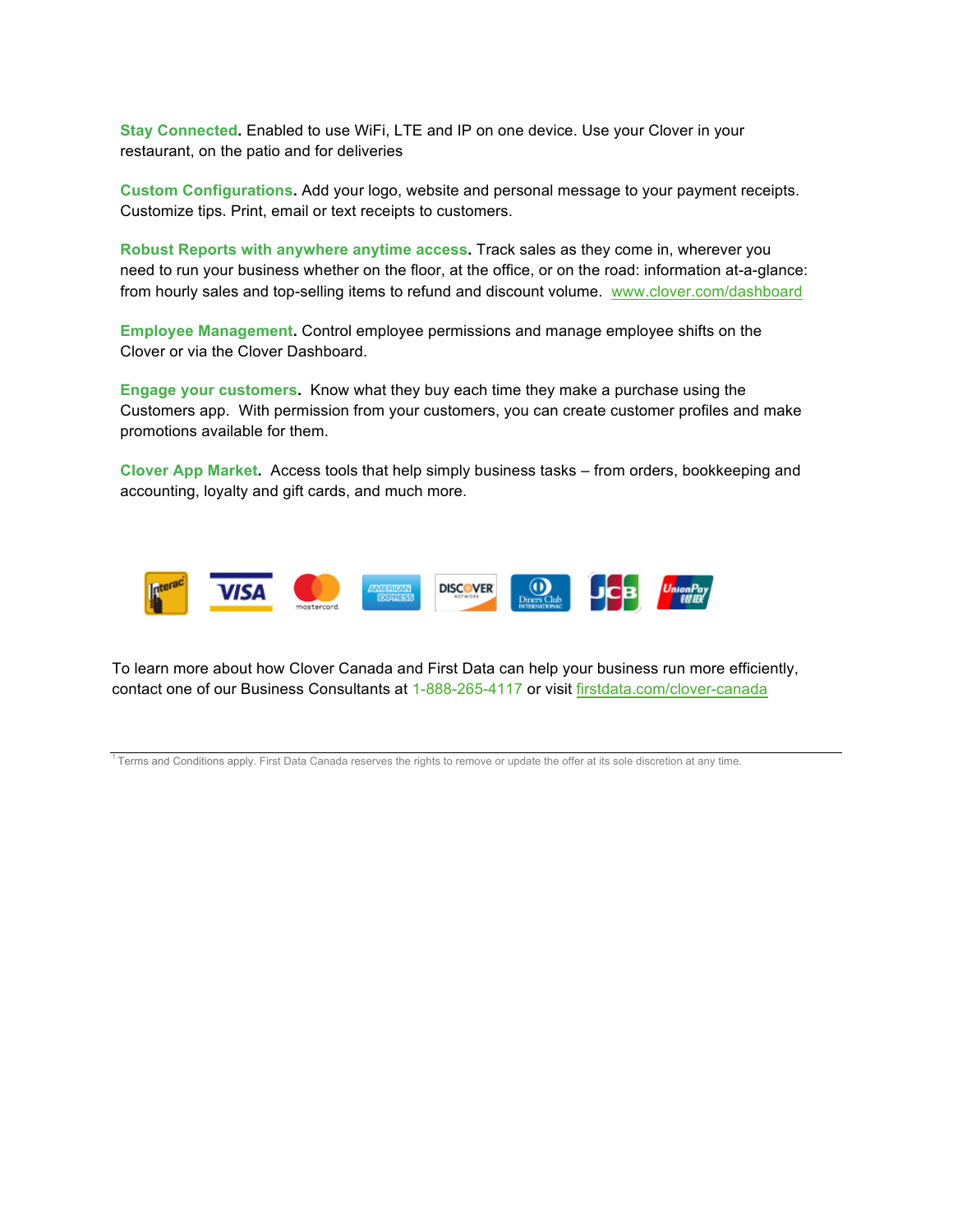**Stay Connected.** Enabled to use WiFi, LTE and IP on one device. Use your Clover in your restaurant, on the patio and for deliveries

**Custom Configurations.** Add your logo, website and personal message to your payment receipts. Customize tips. Print, email or text receipts to customers.

**Robust Reports with anywhere anytime access.** Track sales as they come in, wherever you need to run your business whether on the floor, at the office, or on the road: information at-a-glance: from hourly sales and top-selling items to refund and discount volume. www.clover.com/dashboard

**Employee Management.** Control employee permissions and manage employee shifts on the Clover or via the Clover Dashboard.

**Engage your customers.** Know what they buy each time they make a purchase using the Customers app. With permission from your customers, you can create customer profiles and make promotions available for them.

**Clover App Market.** Access tools that help simply business tasks – from orders, bookkeeping and accounting, loyalty and gift cards, and much more.

To learn more about how Clover Canada and First Data can help your business run more efficiently, contact one of our Business Consultants at 1-888-265-4117 or visit firstdata.com/clover-canada

[1] Terms and Conditions apply. First Data Canada reserves the rights to remove or update the offer at its sole discretion at any time.